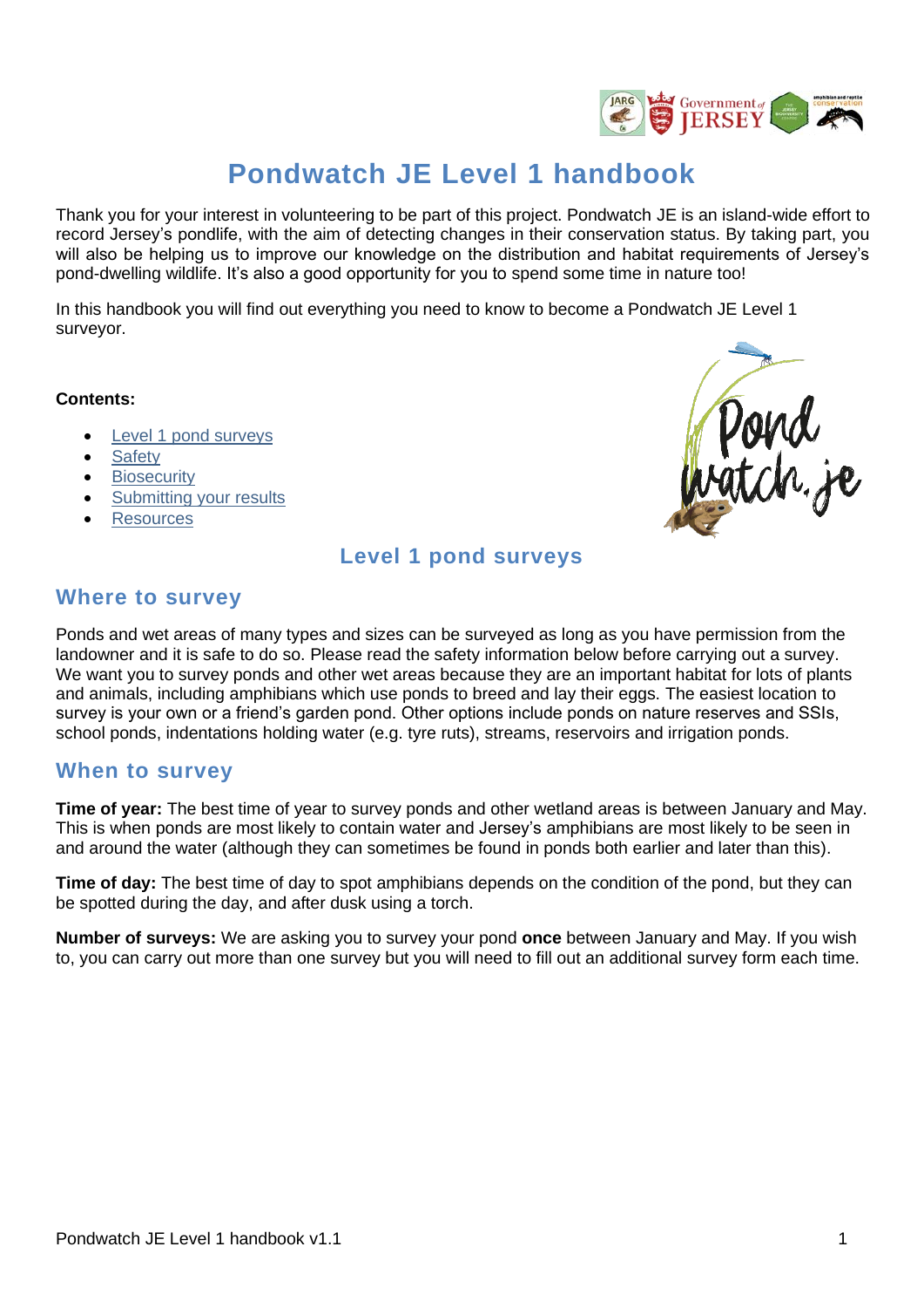# Pondwatch JE Level 1 handbook

Thank you for your interest in volunteering to be part of this project. Pondwatch JE is an island-wide effort to record Jersey's pondlife, with the aim of detecting changes in their conservation status. By taking part, you will also be helping us to improve our knowledge on the distribution and habitat requirements of Jersey's pond-dwelling wildlife. It's also a good opportunity for you to spend some time in nature too!

In this handbook you will find out everything you need to know to become a Pondwatch JE Level 1 surveyor.

**Contents:**

- Level 1 pond surveys
- Safety
- Biosecurity
- Submitting your results
- Resources

## Level 1 pond surveys

### Where to survey

Ponds and wet areas of many types and sizes can be surveyed as long as you have permission from the landowner and it is safe to do so. Please read the safety information below before carrying out a survey. We want you to survey ponds and other wet areas because they are an important habitat for lots of plants and animals, including amphibians which use ponds to breed and lay their eggs. The easiest location to survey is your own or a friend's garden pond. Other options include ponds on nature reserves and SSIs, school ponds, indentations holding water (e.g. tyre ruts), streams, reservoirs and irrigation ponds.

### When to survey

**Time of year:** The best time of year to survey ponds and other wetland areas is between January and May. This is when ponds are most likely to contain water and Jersey's amphibians are most likely to be seen in and around the water (although they can sometimes be found in ponds both earlier and later than this).

**Time of day:** The best time of day to spot amphibians depends on the condition of the pond, but they can be spotted during the day, and after dusk using a torch.

**Number of surveys:** We are asking you to survey your pond **once** between January and May. If you wish to, you can carry out more than one survey but you will need to fill out an additional survey form each time.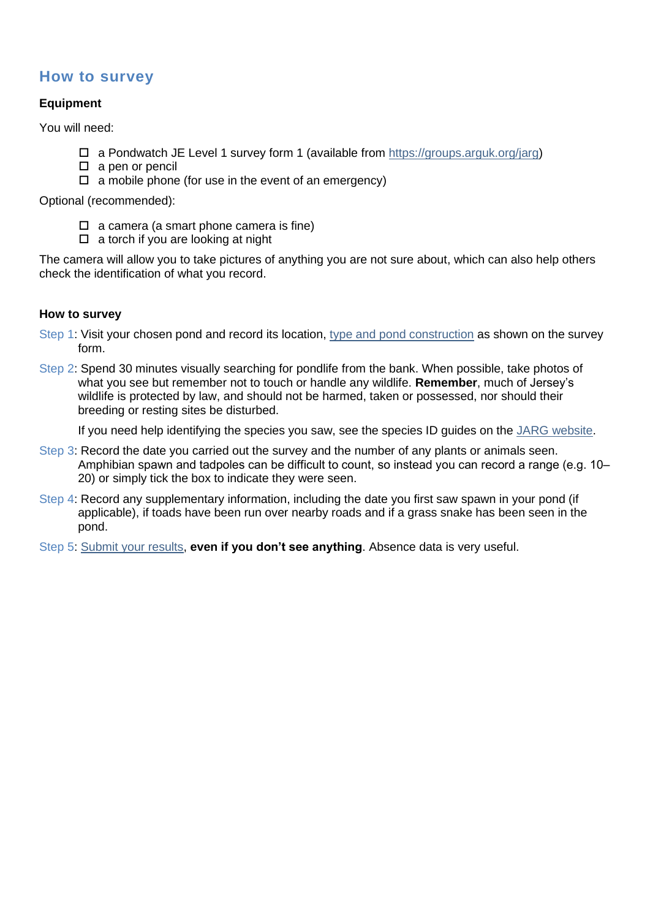## How to survey

### Equipment

You will need:

- ☐ a Pondwatch JE Level 1 survey form 1 (available from [https://groups.arguk.org/jarg](https://groups.arguk.org/jarg))
- ☐ a pen or pencil
- ☐ a mobile phone (for use in the event of an emergency)

Optional (recommended):

- ☐ a camera (a smart phone camera is fine)
- ☐ a torch if you are looking at night

The camera will allow you to take pictures of anything you are not sure about, which can also help others check the identification of what you record.

### How to survey

Step 1: Visit your chosen pond and record its location, type and pond construction as shown on the survey form.

Step 2: Spend 30 minutes visually searching for pondlife from the bank. When possible, take photos of what you see but remember not to touch or handle any wildlife. **Remember**, much of Jersey's wildlife is protected by law, and should not be harmed, taken or possessed, nor should their breeding or resting sites be disturbed.

If you need help identifying the species you saw, see the species ID guides on the JARG website.

Step 3: Record the date you carried out the survey and the number of any plants or animals seen. Amphibian spawn and tadpoles can be difficult to count, so instead you can record a range (e.g. 10–20) or simply tick the box to indicate they were seen.

Step 4: Record any supplementary information, including the date you first saw spawn in your pond (if applicable), if toads have been run over nearby roads and if a grass snake has been seen in the pond.

Step 5: Submit your results, **even if you don't see anything**. Absence data is very useful.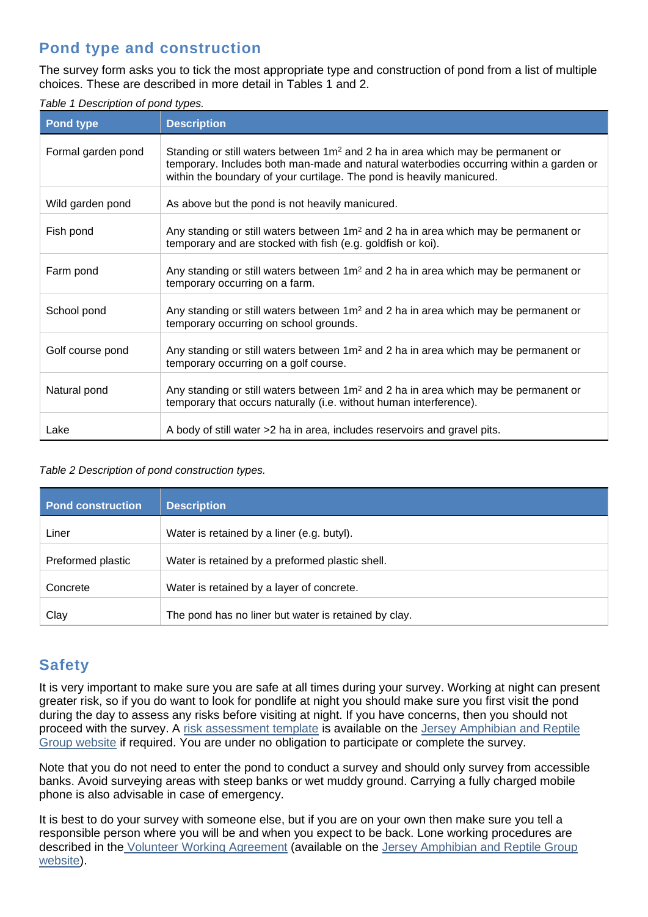## Pond type and construction

The survey form asks you to tick the most appropriate type and construction of pond from a list of multiple choices. These are described in more detail in Tables 1 and 2.

*Table 1 Description of pond types.*

| Pond type | Description |
|---|---|
| Formal garden pond | Standing or still waters between 1m$^2$ and 2 ha in area which may be permanent or temporary. Includes both man-made and natural waterbodies occurring within a garden or within the boundary of your curtilage. The pond is heavily manicured. |
| Wild garden pond | As above but the pond is not heavily manicured. |
| Fish pond | Any standing or still waters between 1m$^2$ and 2 ha in area which may be permanent or temporary and are stocked with fish (e.g. goldfish or koi). |
| Farm pond | Any standing or still waters between 1m$^2$ and 2 ha in area which may be permanent or temporary occurring on a farm. |
| School pond | Any standing or still waters between 1m$^2$ and 2 ha in area which may be permanent or temporary occurring on school grounds. |
| Golf course pond | Any standing or still waters between 1m$^2$ and 2 ha in area which may be permanent or temporary occurring on a golf course. |
| Natural pond | Any standing or still waters between 1m$^2$ and 2 ha in area which may be permanent or temporary that occurs naturally (i.e. without human interference). |
| Lake | A body of still water >2 ha in area, includes reservoirs and gravel pits. |

*Table 2 Description of pond construction types.*

| Pond construction | Description |
|---|---|
| Liner | Water is retained by a liner (e.g. butyl). |
| Preformed plastic | Water is retained by a preformed plastic shell. |
| Concrete | Water is retained by a layer of concrete. |
| Clay | The pond has no liner but water is retained by clay. |

## Safety

It is very important to make sure you are safe at all times during your survey. Working at night can present greater risk, so if you do want to look for pondlife at night you should make sure you first visit the pond during the day to assess any risks before visiting at night. If you have concerns, then you should not proceed with the survey. A risk assessment template is available on the Jersey Amphibian and Reptile Group website if required. You are under no obligation to participate or complete the survey.

Note that you do not need to enter the pond to conduct a survey and should only survey from accessible banks. Avoid surveying areas with steep banks or wet muddy ground. Carrying a fully charged mobile phone is also advisable in case of emergency.

It is best to do your survey with someone else, but if you are on your own then make sure you tell a responsible person where you will be and when you expect to be back. Lone working procedures are described in the Volunteer Working Agreement (available on the Jersey Amphibian and Reptile Group website).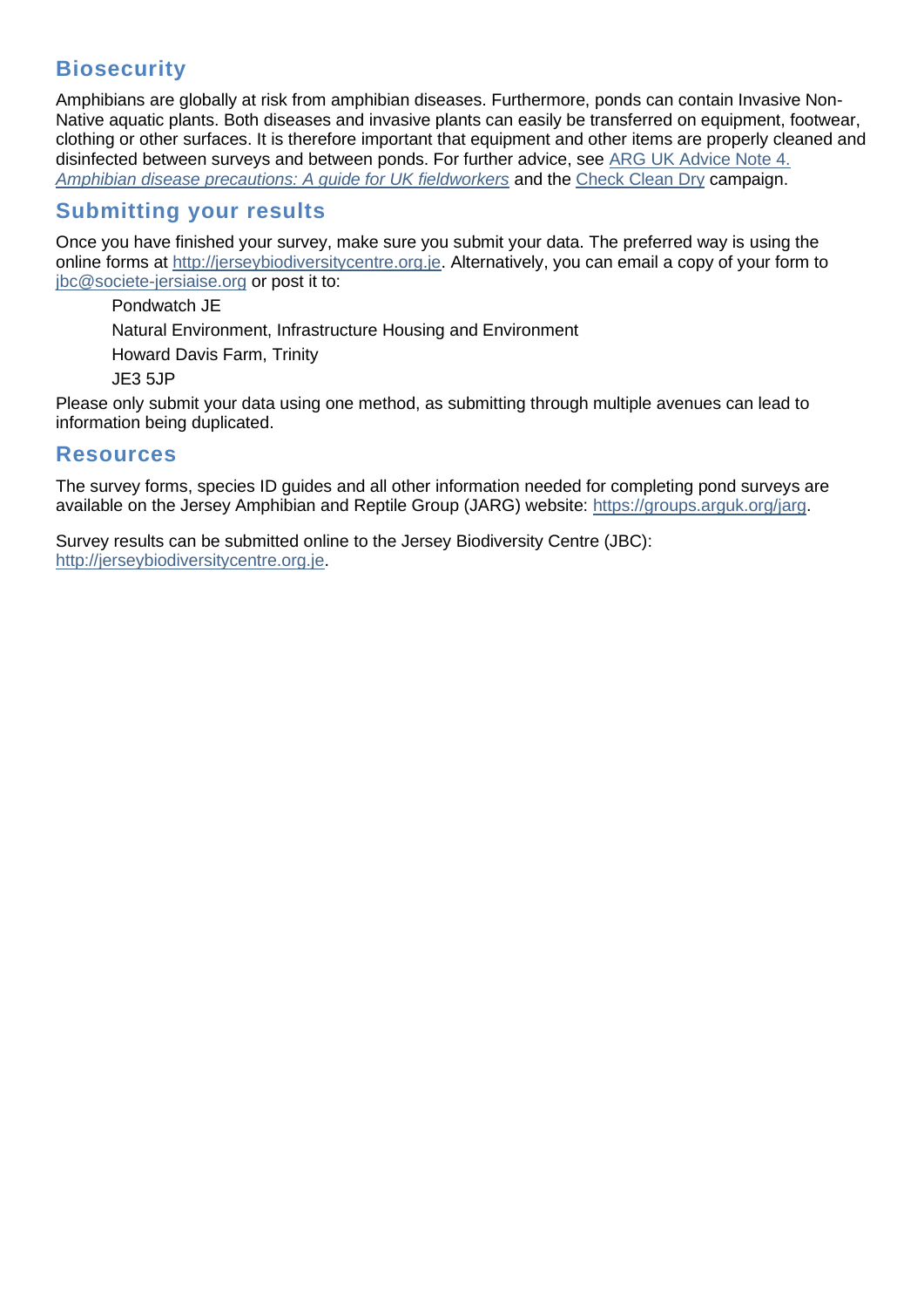## Biosecurity

Amphibians are globally at risk from amphibian diseases. Furthermore, ponds can contain Invasive Non-Native aquatic plants. Both diseases and invasive plants can easily be transferred on equipment, footwear, clothing or other surfaces. It is therefore important that equipment and other items are properly cleaned and disinfected between surveys and between ponds. For further advice, see ARG UK Advice Note 4. *Amphibian disease precautions: A guide for UK fieldworkers* and the Check Clean Dry campaign.

## Submitting your results

Once you have finished your survey, make sure you submit your data. The preferred way is using the online forms at http://jerseybiodiversitycentre.org.je. Alternatively, you can email a copy of your form to jbc@societe-jersiaise.org or post it to:

Pondwatch JE
Natural Environment, Infrastructure Housing and Environment
Howard Davis Farm, Trinity
JE3 5JP

Please only submit your data using one method, as submitting through multiple avenues can lead to information being duplicated.

## Resources

The survey forms, species ID guides and all other information needed for completing pond surveys are available on the Jersey Amphibian and Reptile Group (JARG) website: https://groups.arguk.org/jarg.

Survey results can be submitted online to the Jersey Biodiversity Centre (JBC): http://jerseybiodiversitycentre.org.je.